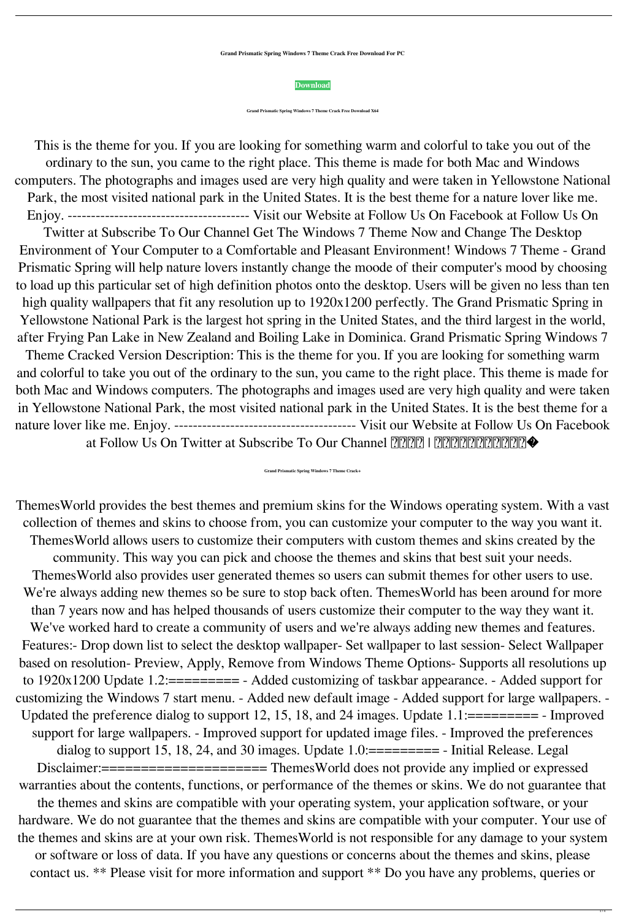**Grand Prismatic Spring Windows 7 Theme Crack Free Download For PC**

**Download**

**Grand Prismatic Spring Windows 7 Theme Crack Free Download X64**

This is the theme for you. If you are looking for something warm and colorful to take you out of the ordinary to the sun, you came to the right place. This theme is made for both Mac and Windows computers. The photographs and images used are very high quality and were taken in Yellowstone National Park, the most visited national park in the United States. It is the best theme for a nature lover like me. Enjoy. --------------------------------------- Visit our Website at Follow Us On Facebook at Follow Us On Twitter at Subscribe To Our Channel Get The Windows 7 Theme Now and Change The Desktop Environment of Your Computer to a Comfortable and Pleasant Environment! Windows 7 Theme - Grand Prismatic Spring will help nature lovers instantly change the moode of their computer's mood by choosing to load up this particular set of high definition photos onto the desktop. Users will be given no less than ten high quality wallpapers that fit any resolution up to 1920x1200 perfectly. The Grand Prismatic Spring in Yellowstone National Park is the largest hot spring in the United States, and the third largest in the world, after Frying Pan Lake in New Zealand and Boiling Lake in Dominica. Grand Prismatic Spring Windows 7 Theme Cracked Version Description: This is the theme for you. If you are looking for something warm and colorful to take you out of the ordinary to the sun, you came to the right place. This theme is made for both Mac and Windows computers. The photographs and images used are very high quality and were taken in Yellowstone National Park, the most visited national park in the United States. It is the best theme for a nature lover like me. Enjoy. --------------------------------------- Visit our Website at Follow Us On Facebook at Follow Us On Twitter at Subscribe To Our Channel ���� | �����������

**Grand Prismatic Spring Windows 7 Theme Crack+**

ThemesWorld provides the best themes and premium skins for the Windows operating system. With a vast collection of themes and skins to choose from, you can customize your computer to the way you want it. ThemesWorld allows users to customize their computers with custom themes and skins created by the community. This way you can pick and choose the themes and skins that best suit your needs. ThemesWorld also provides user generated themes so users can submit themes for other users to use. We're always adding new themes so be sure to stop back often. ThemesWorld has been around for more than 7 years now and has helped thousands of users customize their computer to the way they want it. We've worked hard to create a community of users and we're always adding new themes and features. Features:- Drop down list to select the desktop wallpaper- Set wallpaper to last session- Select Wallpaper based on resolution- Preview, Apply, Remove from Windows Theme Options- Supports all resolutions up to 1920x1200 Update 1.2:========= - Added customizing of taskbar appearance. - Added support for customizing the Windows 7 start menu. - Added new default image - Added support for large wallpapers. - Updated the preference dialog to support 12, 15, 18, and 24 images. Update 1.1:========= - Improved support for large wallpapers. - Improved support for updated image files. - Improved the preferences dialog to support 15, 18, 24, and 30 images. Update 1.0:========= - Initial Release. Legal Disclaimer:===================== ThemesWorld does not provide any implied or expressed warranties about the contents, functions, or performance of the themes or skins. We do not guarantee that the themes and skins are compatible with your operating system, your application software, or your hardware. We do not guarantee that the themes and skins are compatible with your computer. Your use of the themes and skins are at your own risk. ThemesWorld is not responsible for any damage to your system or software or loss of data. If you have any questions or concerns about the themes and skins, please contact us. ** Please visit for more information and support ** Do you have any problems, queries or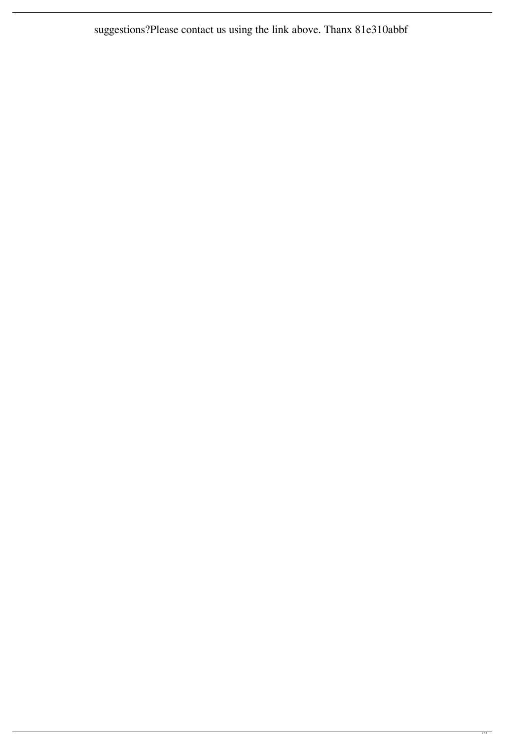suggestions?Please contact us using the link above. Thanx 81e310abbf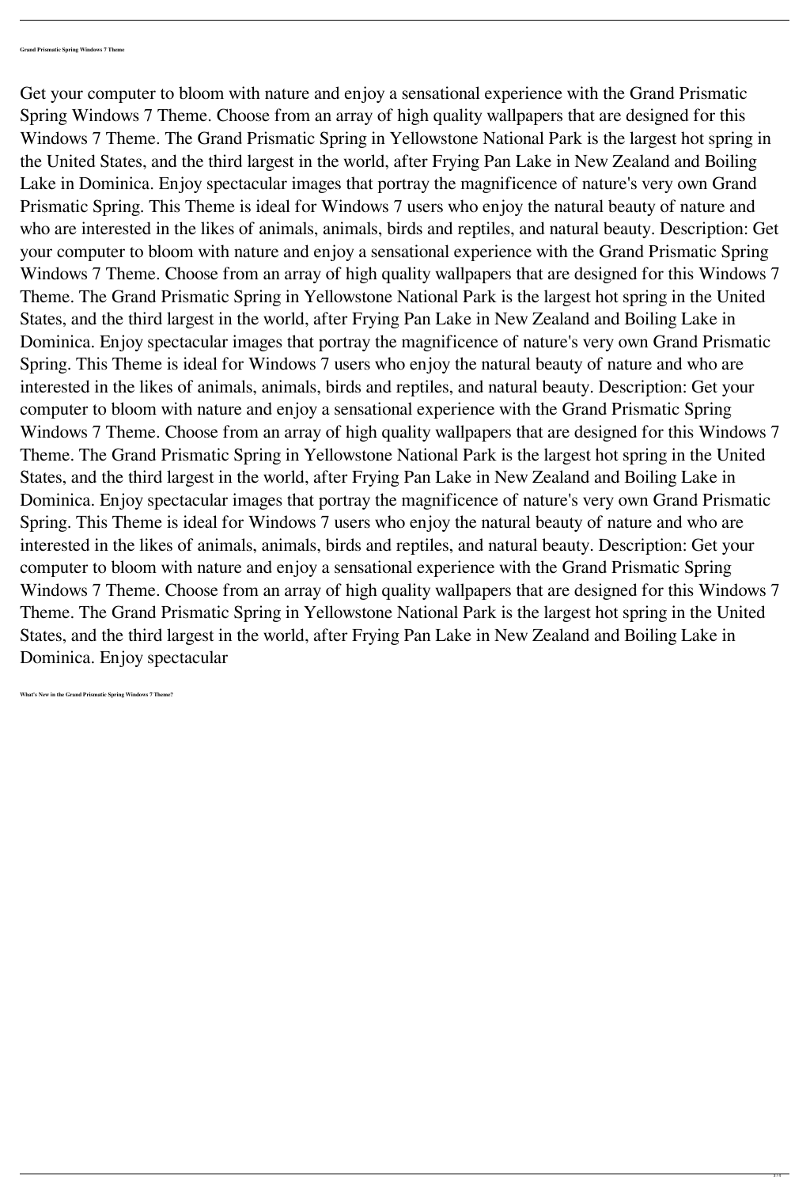**Grand Prismatic Spring Windows 7 Theme**

Get your computer to bloom with nature and enjoy a sensational experience with the Grand Prismatic Spring Windows 7 Theme. Choose from an array of high quality wallpapers that are designed for this Windows 7 Theme. The Grand Prismatic Spring in Yellowstone National Park is the largest hot spring in the United States, and the third largest in the world, after Frying Pan Lake in New Zealand and Boiling Lake in Dominica. Enjoy spectacular images that portray the magnificence of nature's very own Grand Prismatic Spring. This Theme is ideal for Windows 7 users who enjoy the natural beauty of nature and who are interested in the likes of animals, animals, birds and reptiles, and natural beauty. Description: Get your computer to bloom with nature and enjoy a sensational experience with the Grand Prismatic Spring Windows 7 Theme. Choose from an array of high quality wallpapers that are designed for this Windows 7 Theme. The Grand Prismatic Spring in Yellowstone National Park is the largest hot spring in the United States, and the third largest in the world, after Frying Pan Lake in New Zealand and Boiling Lake in Dominica. Enjoy spectacular images that portray the magnificence of nature's very own Grand Prismatic Spring. This Theme is ideal for Windows 7 users who enjoy the natural beauty of nature and who are interested in the likes of animals, animals, birds and reptiles, and natural beauty. Description: Get your computer to bloom with nature and enjoy a sensational experience with the Grand Prismatic Spring Windows 7 Theme. Choose from an array of high quality wallpapers that are designed for this Windows 7 Theme. The Grand Prismatic Spring in Yellowstone National Park is the largest hot spring in the United States, and the third largest in the world, after Frying Pan Lake in New Zealand and Boiling Lake in Dominica. Enjoy spectacular images that portray the magnificence of nature's very own Grand Prismatic Spring. This Theme is ideal for Windows 7 users who enjoy the natural beauty of nature and who are interested in the likes of animals, animals, birds and reptiles, and natural beauty. Description: Get your computer to bloom with nature and enjoy a sensational experience with the Grand Prismatic Spring Windows 7 Theme. Choose from an array of high quality wallpapers that are designed for this Windows 7 Theme. The Grand Prismatic Spring in Yellowstone National Park is the largest hot spring in the United States, and the third largest in the world, after Frying Pan Lake in New Zealand and Boiling Lake in Dominica. Enjoy spectacular

**What's New in the Grand Prismatic Spring Windows 7 Theme?**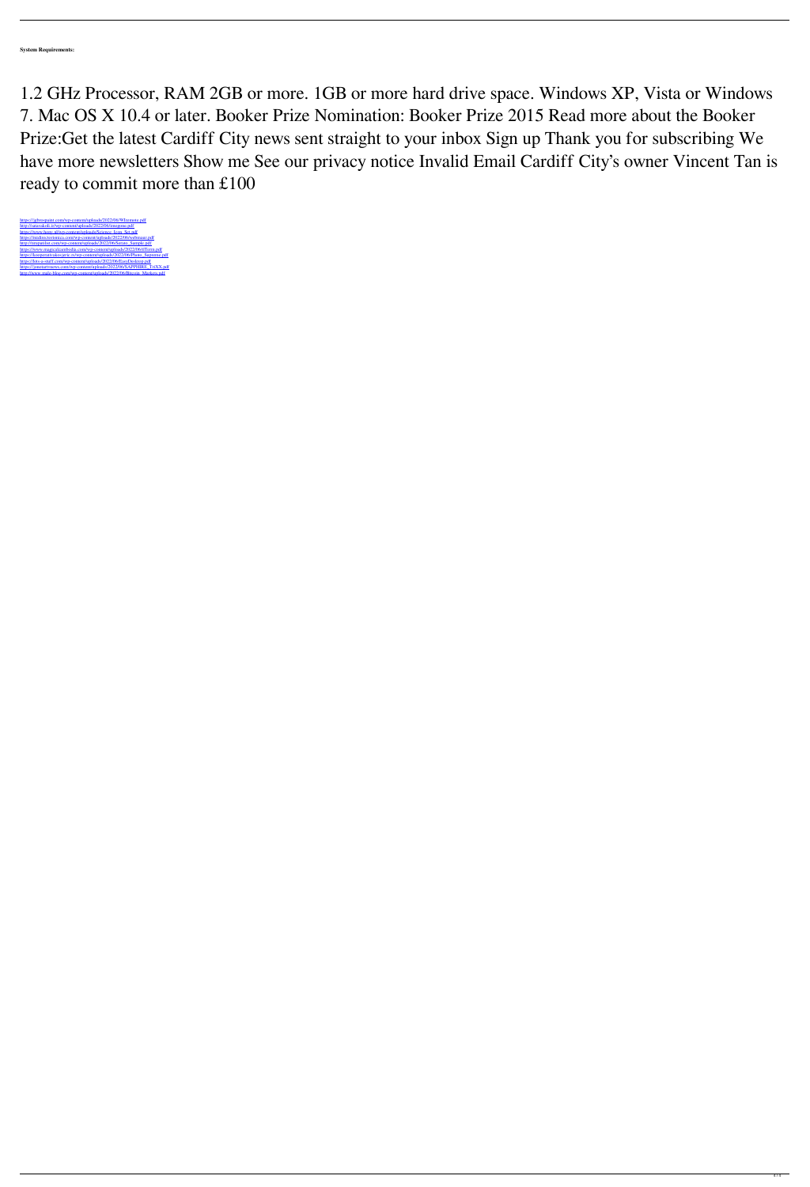**System Requirements:**

1.2 GHz Processor, RAM 2GB or more. 1GB or more hard drive space. Windows XP, Vista or Windows 7. Mac OS X 10.4 or later. Booker Prize Nomination: Booker Prize 2015 Read more about the Booker Prize:Get the latest Cardiff City news sent straight to your inbox Sign up Thank you for subscribing We have more newsletters Show me See our privacy notice Invalid Email Cardiff City's owner Vincent Tan is ready to commit more than £100

https://gtpsquaint.com/wp-content/uploads/2022/06/WIrremote.pdf
http://saturoknd.is/wp-content/uploads/2022/06/inoqsone.pdf
https://www.lemp.at/wp-content/uploads/Science_Icon_Set.pdf
https://midirectoriones.com/wp-content/uploads/2022/06/webvisor.pdf
http://trospatlist.com/wp-content/uploads/2022/06/Setuto_Sample.pdf
https://www.magicaleambodia.com/wp-content/uploads/2022/06/dTerm.pdf
https://kooperativakosjeric.rs/wp-content/uploads/2022/06/Photo_Supreme.pdf
https://lots-a-stuff.com/wp-content/uploads/2022/06/EasyDesktop.pdf
https://poneturtynews.com/wp-content/uploads/2022/06/SAPPHIRE_TriXX.pdf
http://www.male-blog.com/wp-content/uploads/2022/06/Bitcoin_Markets.pdf